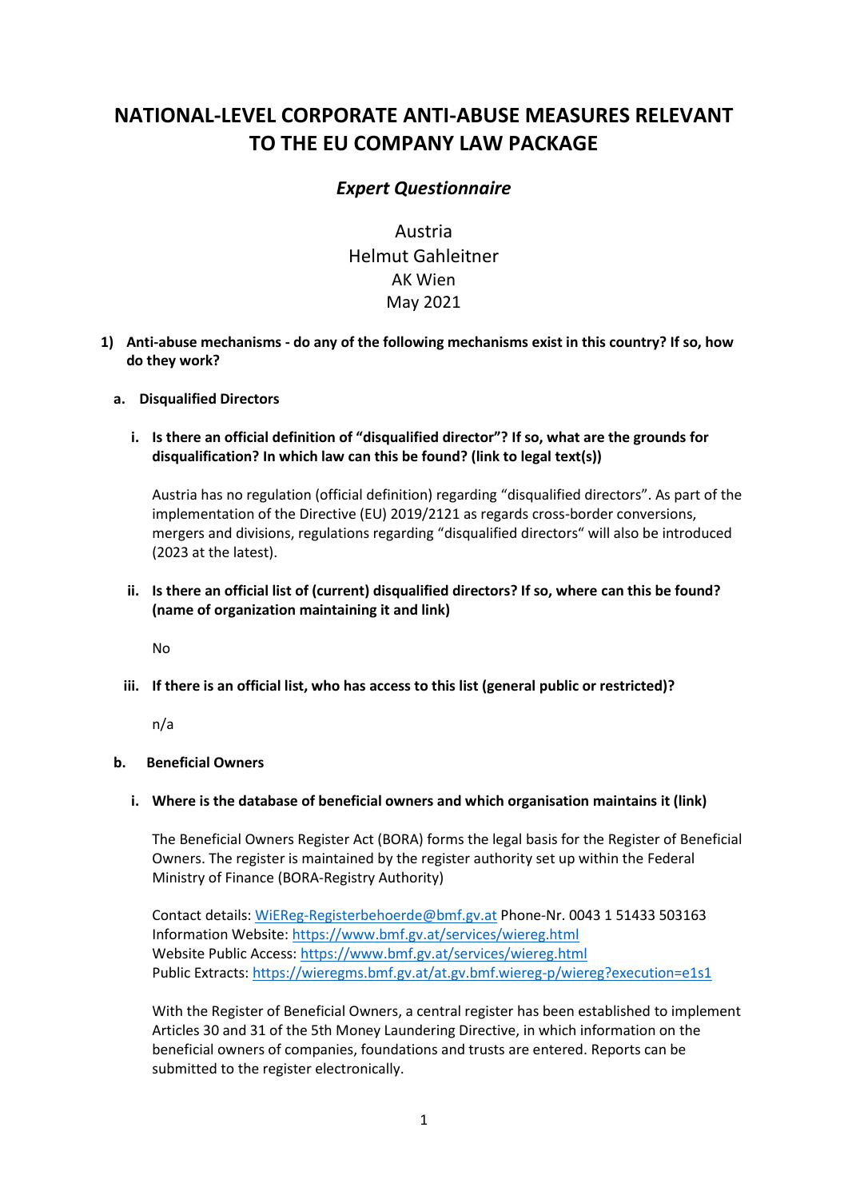# NATIONAL-LEVEL CORPORATE ANTI-ABUSE MEASURES RELEVANT TO THE EU COMPANY LAW PACKAGE

## *Expert Questionnaire*

Austria
Helmut Gahleitner
AK Wien
May 2021

**1) Anti-abuse mechanisms - do any of the following mechanisms exist in this country? If so, how do they work?**

**a. Disqualified Directors**

**i. Is there an official definition of "disqualified director"? If so, what are the grounds for disqualification? In which law can this be found? (link to legal text(s))**

Austria has no regulation (official definition) regarding "disqualified directors". As part of the implementation of the Directive (EU) 2019/2121 as regards cross-border conversions, mergers and divisions, regulations regarding "disqualified directors" will also be introduced (2023 at the latest).

**ii. Is there an official list of (current) disqualified directors? If so, where can this be found? (name of organization maintaining it and link)**

No

**iii. If there is an official list, who has access to this list (general public or restricted)?**

n/a

**b. Beneficial Owners**

**i. Where is the database of beneficial owners and which organisation maintains it (link)**

The Beneficial Owners Register Act (BORA) forms the legal basis for the Register of Beneficial Owners. The register is maintained by the register authority set up within the Federal Ministry of Finance (BORA-Registry Authority)

Contact details: WiEReg-Registerbehoerde@bmf.gv.at Phone-Nr. 0043 1 51433 503163
Information Website: https://www.bmf.gv.at/services/wiereg.html
Website Public Access: https://www.bmf.gv.at/services/wiereg.html
Public Extracts: https://wieregms.bmf.gv.at/at.gv.bmf.wiereg-p/wiereg?execution=e1s1

With the Register of Beneficial Owners, a central register has been established to implement Articles 30 and 31 of the 5th Money Laundering Directive, in which information on the beneficial owners of companies, foundations and trusts are entered. Reports can be submitted to the register electronically.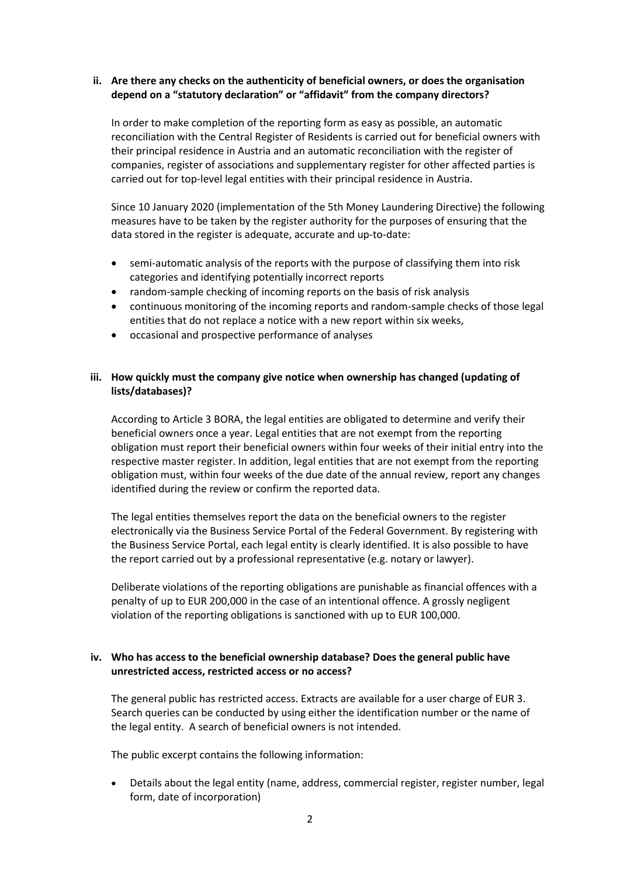**ii. Are there any checks on the authenticity of beneficial owners, or does the organisation depend on a "statutory declaration" or "affidavit" from the company directors?**

In order to make completion of the reporting form as easy as possible, an automatic reconciliation with the Central Register of Residents is carried out for beneficial owners with their principal residence in Austria and an automatic reconciliation with the register of companies, register of associations and supplementary register for other affected parties is carried out for top-level legal entities with their principal residence in Austria.

Since 10 January 2020 (implementation of the 5th Money Laundering Directive) the following measures have to be taken by the register authority for the purposes of ensuring that the data stored in the register is adequate, accurate and up-to-date:

- semi-automatic analysis of the reports with the purpose of classifying them into risk categories and identifying potentially incorrect reports
- random-sample checking of incoming reports on the basis of risk analysis
- continuous monitoring of the incoming reports and random-sample checks of those legal entities that do not replace a notice with a new report within six weeks,
- occasional and prospective performance of analyses

**iii. How quickly must the company give notice when ownership has changed (updating of lists/databases)?**

According to Article 3 BORA, the legal entities are obligated to determine and verify their beneficial owners once a year. Legal entities that are not exempt from the reporting obligation must report their beneficial owners within four weeks of their initial entry into the respective master register. In addition, legal entities that are not exempt from the reporting obligation must, within four weeks of the due date of the annual review, report any changes identified during the review or confirm the reported data.

The legal entities themselves report the data on the beneficial owners to the register electronically via the Business Service Portal of the Federal Government. By registering with the Business Service Portal, each legal entity is clearly identified. It is also possible to have the report carried out by a professional representative (e.g. notary or lawyer).

Deliberate violations of the reporting obligations are punishable as financial offences with a penalty of up to EUR 200,000 in the case of an intentional offence. A grossly negligent violation of the reporting obligations is sanctioned with up to EUR 100,000.

**iv. Who has access to the beneficial ownership database? Does the general public have unrestricted access, restricted access or no access?**

The general public has restricted access. Extracts are available for a user charge of EUR 3. Search queries can be conducted by using either the identification number or the name of the legal entity. A search of beneficial owners is not intended.

The public excerpt contains the following information:

- Details about the legal entity (name, address, commercial register, register number, legal form, date of incorporation)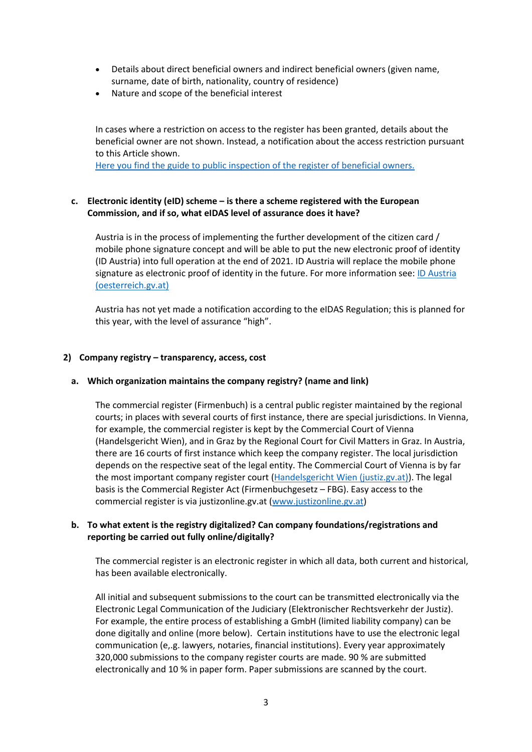- Details about direct beneficial owners and indirect beneficial owners (given name, surname, date of birth, nationality, country of residence)
- Nature and scope of the beneficial interest

In cases where a restriction on access to the register has been granted, details about the beneficial owner are not shown. Instead, a notification about the access restriction pursuant to this Article shown.
[Here you find the guide to public inspection of the register of beneficial owners.]()

### c. Electronic identity (eID) scheme – is there a scheme registered with the European Commission, and if so, what eIDAS level of assurance does it have?

Austria is in the process of implementing the further development of the citizen card / mobile phone signature concept and will be able to put the new electronic proof of identity (ID Austria) into full operation at the end of 2021. ID Austria will replace the mobile phone signature as electronic proof of identity in the future. For more information see: [ID Austria (oesterreich.gv.at)]()

Austria has not yet made a notification according to the eIDAS Regulation; this is planned for this year, with the level of assurance "high".

## 2) Company registry – transparency, access, cost

### a. Which organization maintains the company registry? (name and link)

The commercial register (Firmenbuch) is a central public register maintained by the regional courts; in places with several courts of first instance, there are special jurisdictions. In Vienna, for example, the commercial register is kept by the Commercial Court of Vienna (Handelsgericht Wien), and in Graz by the Regional Court for Civil Matters in Graz. In Austria, there are 16 courts of first instance which keep the company register. The local jurisdiction depends on the respective seat of the legal entity. The Commercial Court of Vienna is by far the most important company register court ([Handelsgericht Wien (justiz.gv.at)]()). The legal basis is the Commercial Register Act (Firmenbuchgesetz – FBG). Easy access to the commercial register is via justizonline.gv.at ([www.justizonline.gv.at]())

### b. To what extent is the registry digitalized? Can company foundations/registrations and reporting be carried out fully online/digitally?

The commercial register is an electronic register in which all data, both current and historical, has been available electronically.

All initial and subsequent submissions to the court can be transmitted electronically via the Electronic Legal Communication of the Judiciary (Elektronischer Rechtsverkehr der Justiz). For example, the entire process of establishing a GmbH (limited liability company) can be done digitally and online (more below). Certain institutions have to use the electronic legal communication (e,.g. lawyers, notaries, financial institutions). Every year approximately 320,000 submissions to the company register courts are made. 90 % are submitted electronically and 10 % in paper form. Paper submissions are scanned by the court.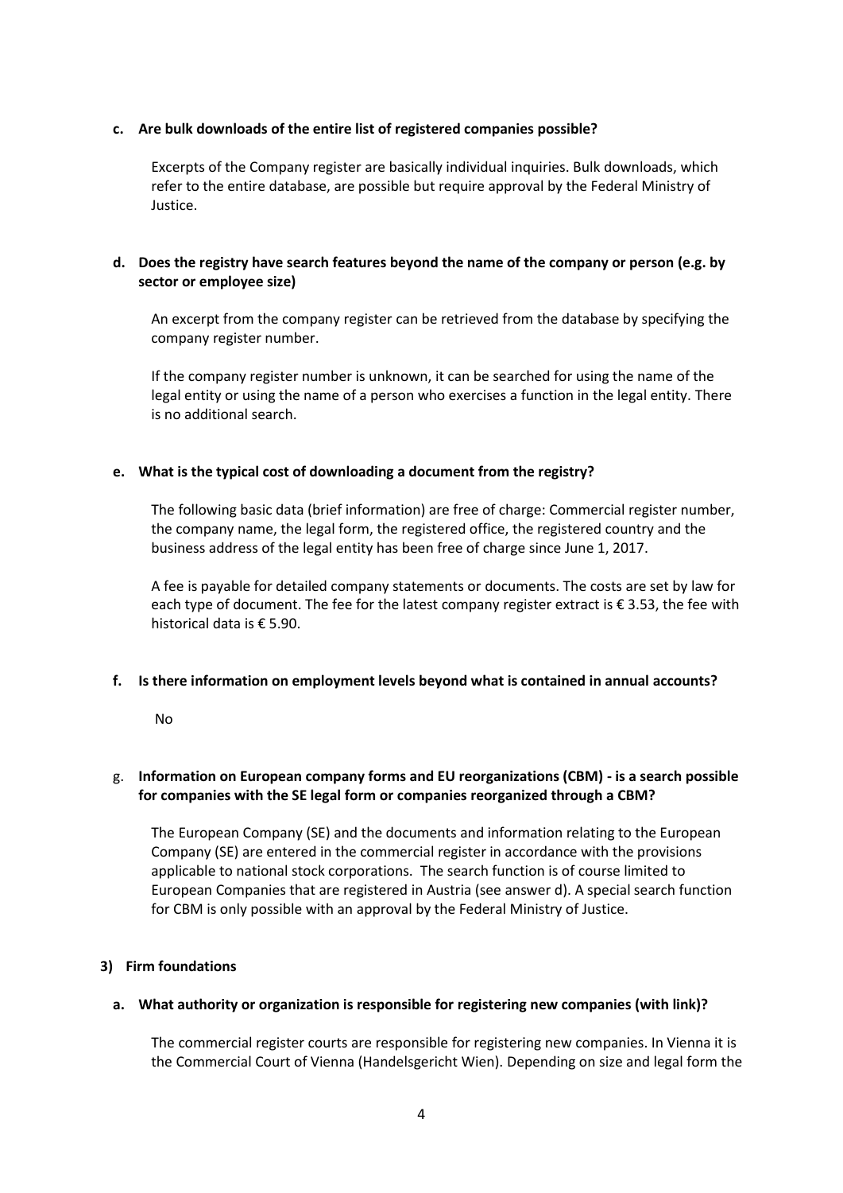**c. Are bulk downloads of the entire list of registered companies possible?**

Excerpts of the Company register are basically individual inquiries. Bulk downloads, which refer to the entire database, are possible but require approval by the Federal Ministry of Justice.

**d. Does the registry have search features beyond the name of the company or person (e.g. by sector or employee size)**

An excerpt from the company register can be retrieved from the database by specifying the company register number.

If the company register number is unknown, it can be searched for using the name of the legal entity or using the name of a person who exercises a function in the legal entity. There is no additional search.

**e. What is the typical cost of downloading a document from the registry?**

The following basic data (brief information) are free of charge: Commercial register number, the company name, the legal form, the registered office, the registered country and the business address of the legal entity has been free of charge since June 1, 2017.

A fee is payable for detailed company statements or documents. The costs are set by law for each type of document. The fee for the latest company register extract is € 3.53, the fee with historical data is € 5.90.

**f. Is there information on employment levels beyond what is contained in annual accounts?**

No

g. **Information on European company forms and EU reorganizations (CBM) - is a search possible for companies with the SE legal form or companies reorganized through a CBM?**

The European Company (SE) and the documents and information relating to the European Company (SE) are entered in the commercial register in accordance with the provisions applicable to national stock corporations. The search function is of course limited to European Companies that are registered in Austria (see answer d). A special search function for CBM is only possible with an approval by the Federal Ministry of Justice.

**3) Firm foundations**

**a. What authority or organization is responsible for registering new companies (with link)?**

The commercial register courts are responsible for registering new companies. In Vienna it is the Commercial Court of Vienna (Handelsgericht Wien). Depending on size and legal form the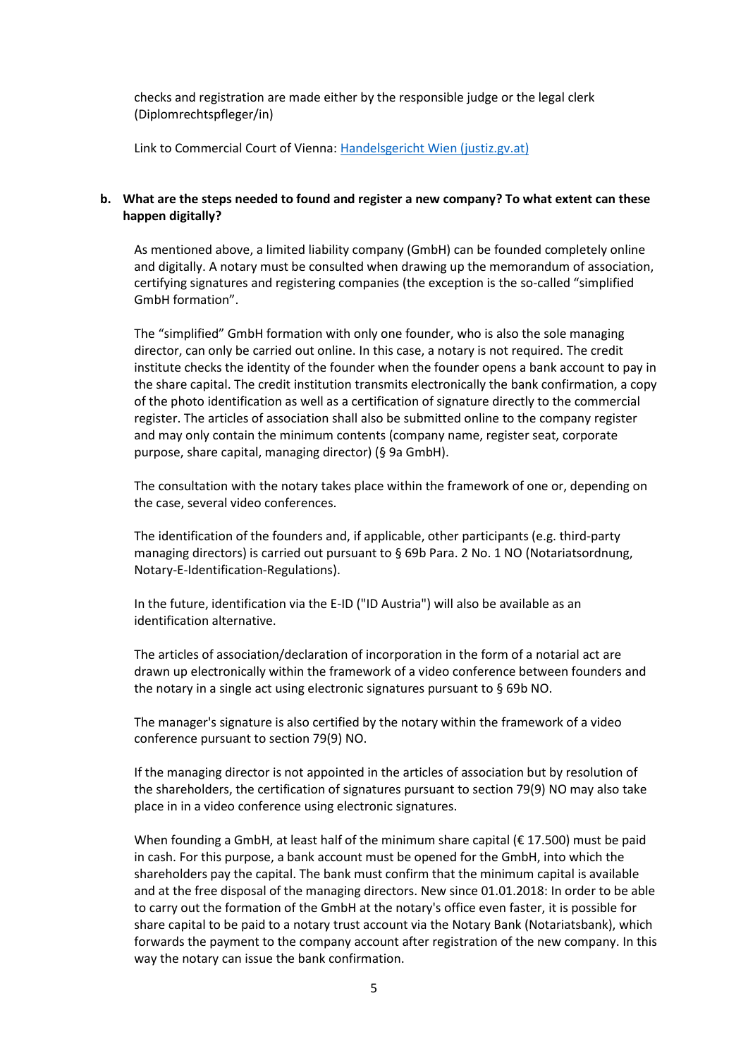checks and registration are made either by the responsible judge or the legal clerk (Diplomrechtspfleger/in)

Link to Commercial Court of Vienna: [Handelsgericht Wien (justiz.gv.at)](https://justiz.gv.at)

**b. What are the steps needed to found and register a new company? To what extent can these happen digitally?**

As mentioned above, a limited liability company (GmbH) can be founded completely online and digitally. A notary must be consulted when drawing up the memorandum of association, certifying signatures and registering companies (the exception is the so-called "simplified GmbH formation".

The "simplified" GmbH formation with only one founder, who is also the sole managing director, can only be carried out online. In this case, a notary is not required. The credit institute checks the identity of the founder when the founder opens a bank account to pay in the share capital. The credit institution transmits electronically the bank confirmation, a copy of the photo identification as well as a certification of signature directly to the commercial register. The articles of association shall also be submitted online to the company register and may only contain the minimum contents (company name, register seat, corporate purpose, share capital, managing director) (§ 9a GmbH).

The consultation with the notary takes place within the framework of one or, depending on the case, several video conferences.

The identification of the founders and, if applicable, other participants (e.g. third-party managing directors) is carried out pursuant to § 69b Para. 2 No. 1 NO (Notariatsordnung, Notary-E-Identification-Regulations).

In the future, identification via the E-ID ("ID Austria") will also be available as an identification alternative.

The articles of association/declaration of incorporation in the form of a notarial act are drawn up electronically within the framework of a video conference between founders and the notary in a single act using electronic signatures pursuant to § 69b NO.

The manager's signature is also certified by the notary within the framework of a video conference pursuant to section 79(9) NO.

If the managing director is not appointed in the articles of association but by resolution of the shareholders, the certification of signatures pursuant to section 79(9) NO may also take place in in a video conference using electronic signatures.

When founding a GmbH, at least half of the minimum share capital (€ 17.500) must be paid in cash. For this purpose, a bank account must be opened for the GmbH, into which the shareholders pay the capital. The bank must confirm that the minimum capital is available and at the free disposal of the managing directors. New since 01.01.2018: In order to be able to carry out the formation of the GmbH at the notary's office even faster, it is possible for share capital to be paid to a notary trust account via the Notary Bank (Notariatsbank), which forwards the payment to the company account after registration of the new company. In this way the notary can issue the bank confirmation.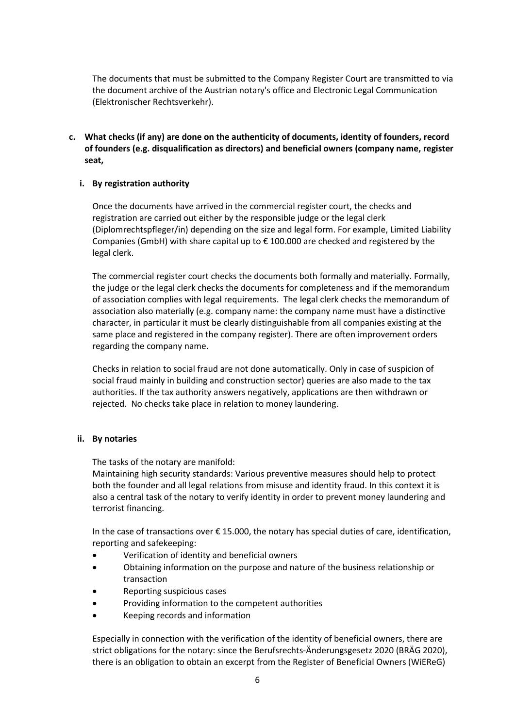The documents that must be submitted to the Company Register Court are transmitted to via the document archive of the Austrian notary's office and Electronic Legal Communication (Elektronischer Rechtsverkehr).

**c. What checks (if any) are done on the authenticity of documents, identity of founders, record of founders (e.g. disqualification as directors) and beneficial owners (company name, register seat,**

**i. By registration authority**

Once the documents have arrived in the commercial register court, the checks and registration are carried out either by the responsible judge or the legal clerk (Diplomrechtspfleger/in) depending on the size and legal form. For example, Limited Liability Companies (GmbH) with share capital up to € 100.000 are checked and registered by the legal clerk.

The commercial register court checks the documents both formally and materially. Formally, the judge or the legal clerk checks the documents for completeness and if the memorandum of association complies with legal requirements. The legal clerk checks the memorandum of association also materially (e.g. company name: the company name must have a distinctive character, in particular it must be clearly distinguishable from all companies existing at the same place and registered in the company register). There are often improvement orders regarding the company name.

Checks in relation to social fraud are not done automatically. Only in case of suspicion of social fraud mainly in building and construction sector) queries are also made to the tax authorities. If the tax authority answers negatively, applications are then withdrawn or rejected. No checks take place in relation to money laundering.

**ii. By notaries**

The tasks of the notary are manifold:
Maintaining high security standards: Various preventive measures should help to protect both the founder and all legal relations from misuse and identity fraud. In this context it is also a central task of the notary to verify identity in order to prevent money laundering and terrorist financing.

In the case of transactions over € 15.000, the notary has special duties of care, identification, reporting and safekeeping:

- Verification of identity and beneficial owners
- Obtaining information on the purpose and nature of the business relationship or transaction
- Reporting suspicious cases
- Providing information to the competent authorities
- Keeping records and information

Especially in connection with the verification of the identity of beneficial owners, there are strict obligations for the notary: since the Berufsrechts-Änderungsgesetz 2020 (BRÄG 2020), there is an obligation to obtain an excerpt from the Register of Beneficial Owners (WiEReG)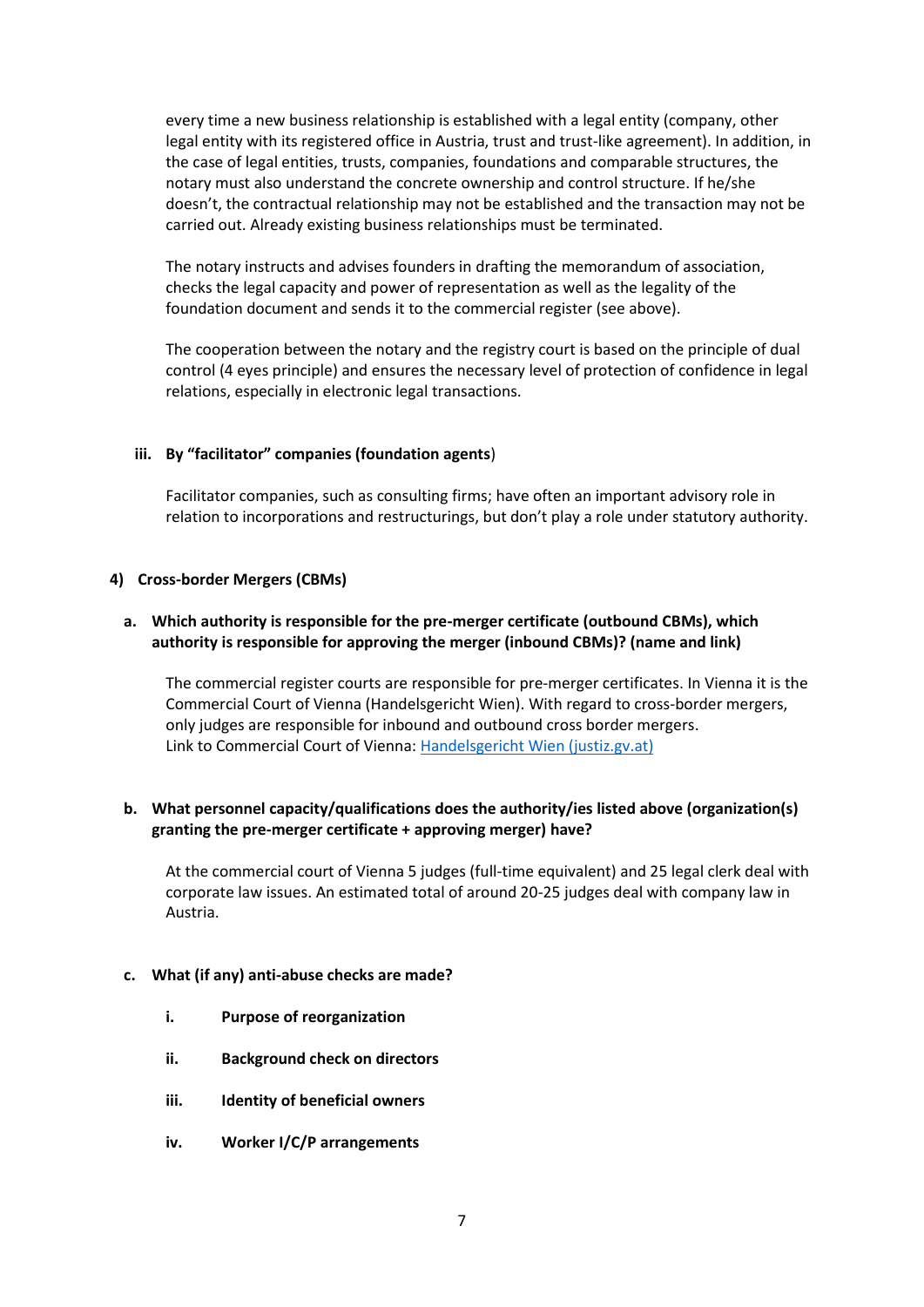every time a new business relationship is established with a legal entity (company, other legal entity with its registered office in Austria, trust and trust-like agreement). In addition, in the case of legal entities, trusts, companies, foundations and comparable structures, the notary must also understand the concrete ownership and control structure. If he/she doesn't, the contractual relationship may not be established and the transaction may not be carried out. Already existing business relationships must be terminated.

The notary instructs and advises founders in drafting the memorandum of association, checks the legal capacity and power of representation as well as the legality of the foundation document and sends it to the commercial register (see above).

The cooperation between the notary and the registry court is based on the principle of dual control (4 eyes principle) and ensures the necessary level of protection of confidence in legal relations, especially in electronic legal transactions.

**iii. By "facilitator" companies (foundation agents)**

Facilitator companies, such as consulting firms; have often an important advisory role in relation to incorporations and restructurings, but don't play a role under statutory authority.

## 4) Cross-border Mergers (CBMs)

### a. Which authority is responsible for the pre-merger certificate (outbound CBMs), which authority is responsible for approving the merger (inbound CBMs)? (name and link)

The commercial register courts are responsible for pre-merger certificates. In Vienna it is the Commercial Court of Vienna (Handelsgericht Wien). With regard to cross-border mergers, only judges are responsible for inbound and outbound cross border mergers.
Link to Commercial Court of Vienna: [Handelsgericht Wien (justiz.gv.at)](Handelsgericht Wien (justiz.gv.at))

### b. What personnel capacity/qualifications does the authority/ies listed above (organization(s) granting the pre-merger certificate + approving merger) have?

At the commercial court of Vienna 5 judges (full-time equivalent) and 25 legal clerk deal with corporate law issues. An estimated total of around 20-25 judges deal with company law in Austria.

### c. What (if any) anti-abuse checks are made?

**i. Purpose of reorganization**

**ii. Background check on directors**

**iii. Identity of beneficial owners**

**iv. Worker I/C/P arrangements**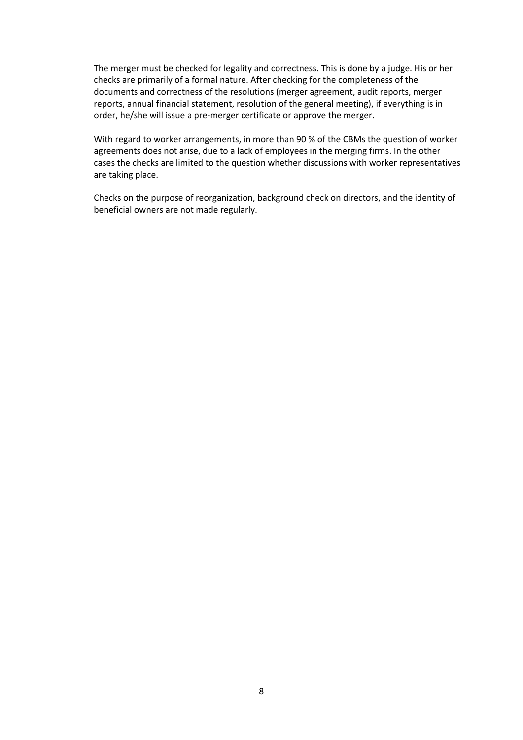The merger must be checked for legality and correctness. This is done by a judge. His or her checks are primarily of a formal nature. After checking for the completeness of the documents and correctness of the resolutions (merger agreement, audit reports, merger reports, annual financial statement, resolution of the general meeting), if everything is in order, he/she will issue a pre-merger certificate or approve the merger.

With regard to worker arrangements, in more than 90 % of the CBMs the question of worker agreements does not arise, due to a lack of employees in the merging firms. In the other cases the checks are limited to the question whether discussions with worker representatives are taking place.

Checks on the purpose of reorganization, background check on directors, and the identity of beneficial owners are not made regularly.